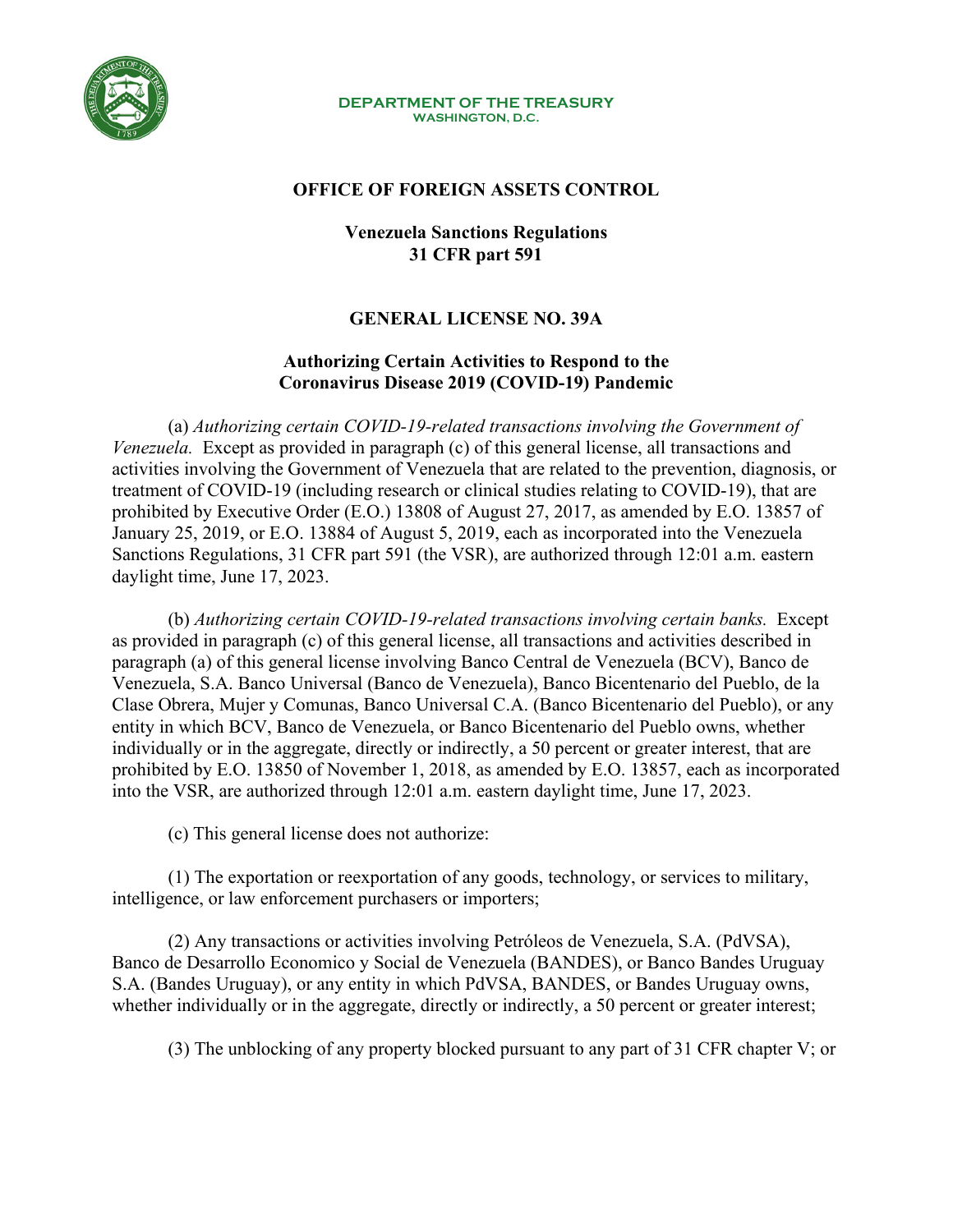DEPARTMENT OF THE TREASURY
WASHINGTON, D.C.

# OFFICE OF FOREIGN ASSETS CONTROL

## Venezuela Sanctions Regulations
## 31 CFR part 591

## GENERAL LICENSE NO. 39A

### Authorizing Certain Activities to Respond to the Coronavirus Disease 2019 (COVID-19) Pandemic

(a) *Authorizing certain COVID-19-related transactions involving the Government of Venezuela.* Except as provided in paragraph (c) of this general license, all transactions and activities involving the Government of Venezuela that are related to the prevention, diagnosis, or treatment of COVID-19 (including research or clinical studies relating to COVID-19), that are prohibited by Executive Order (E.O.) 13808 of August 27, 2017, as amended by E.O. 13857 of January 25, 2019, or E.O. 13884 of August 5, 2019, each as incorporated into the Venezuela Sanctions Regulations, 31 CFR part 591 (the VSR), are authorized through 12:01 a.m. eastern daylight time, June 17, 2023.

(b) *Authorizing certain COVID-19-related transactions involving certain banks.* Except as provided in paragraph (c) of this general license, all transactions and activities described in paragraph (a) of this general license involving Banco Central de Venezuela (BCV), Banco de Venezuela, S.A. Banco Universal (Banco de Venezuela), Banco Bicentenario del Pueblo, de la Clase Obrera, Mujer y Comunas, Banco Universal C.A. (Banco Bicentenario del Pueblo), or any entity in which BCV, Banco de Venezuela, or Banco Bicentenario del Pueblo owns, whether individually or in the aggregate, directly or indirectly, a 50 percent or greater interest, that are prohibited by E.O. 13850 of November 1, 2018, as amended by E.O. 13857, each as incorporated into the VSR, are authorized through 12:01 a.m. eastern daylight time, June 17, 2023.

(c) This general license does not authorize:

(1) The exportation or reexportation of any goods, technology, or services to military, intelligence, or law enforcement purchasers or importers;

(2) Any transactions or activities involving Petróleos de Venezuela, S.A. (PdVSA), Banco de Desarrollo Economico y Social de Venezuela (BANDES), or Banco Bandes Uruguay S.A. (Bandes Uruguay), or any entity in which PdVSA, BANDES, or Bandes Uruguay owns, whether individually or in the aggregate, directly or indirectly, a 50 percent or greater interest;

(3) The unblocking of any property blocked pursuant to any part of 31 CFR chapter V; or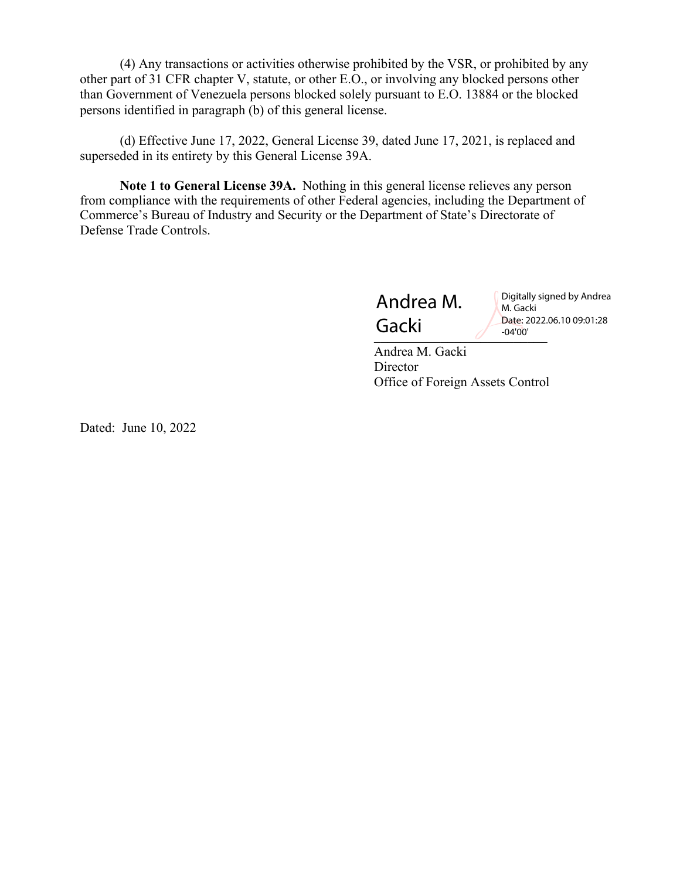(4) Any transactions or activities otherwise prohibited by the VSR, or prohibited by any other part of 31 CFR chapter V, statute, or other E.O., or involving any blocked persons other than Government of Venezuela persons blocked solely pursuant to E.O. 13884 or the blocked persons identified in paragraph (b) of this general license.

(d) Effective June 17, 2022, General License 39, dated June 17, 2021, is replaced and superseded in its entirety by this General License 39A.

**Note 1 to General License 39A.** Nothing in this general license relieves any person from compliance with the requirements of other Federal agencies, including the Department of Commerce's Bureau of Industry and Security or the Department of State's Directorate of Defense Trade Controls.

Andrea M. Gacki

Digitally signed by Andrea M. Gacki
Date: 2022.06.10 09:01:28 -04'00'

Andrea M. Gacki
Director
Office of Foreign Assets Control

Dated: June 10, 2022